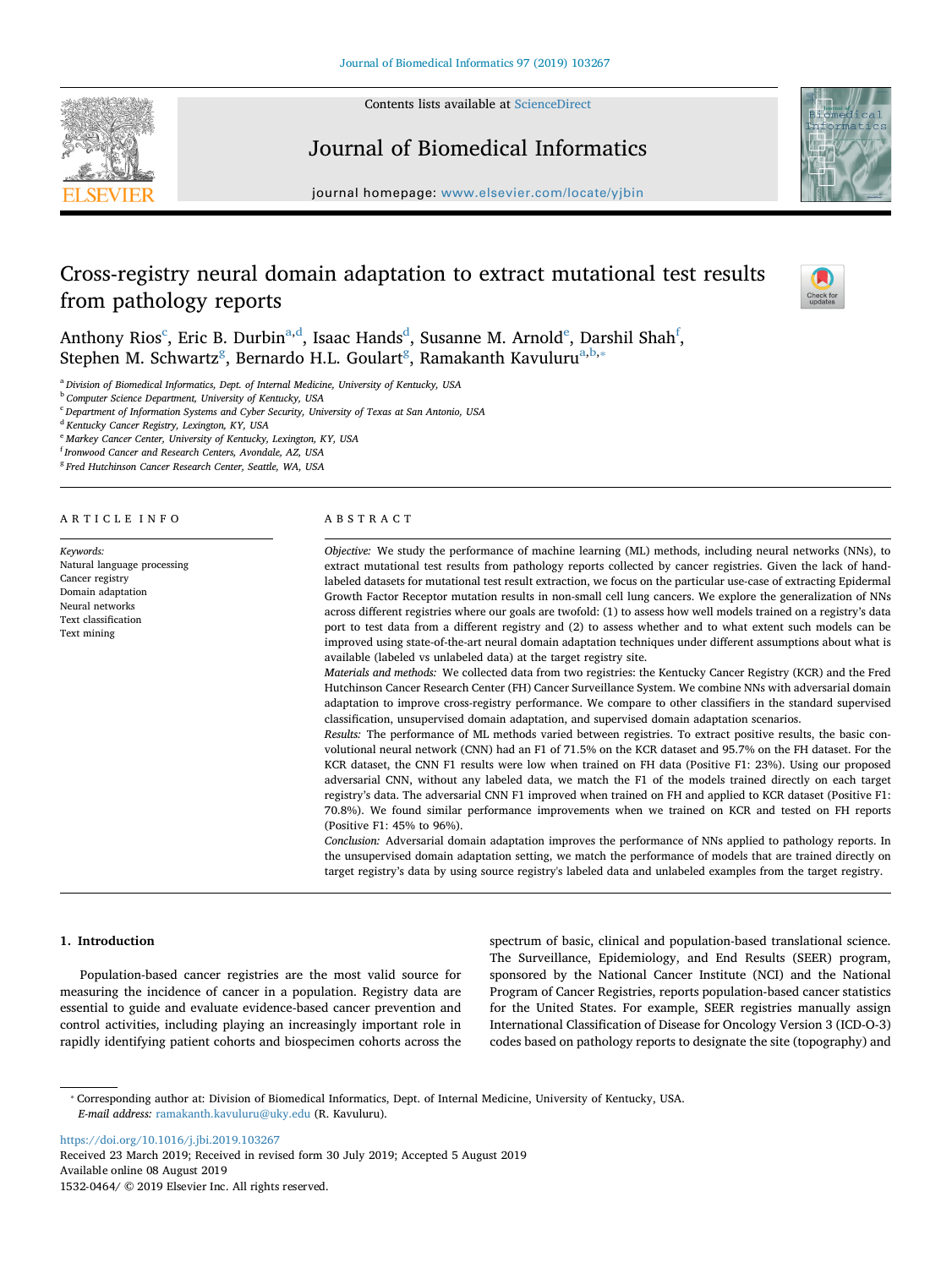# Cross-registry neural domain adaptation to extract mutational test results from pathology reports

Anthony Rios[c], Eric B. Durbin[a,d], Isaac Hands[d], Susanne M. Arnold[e], Darshil Shah[f], Stephen M. Schwartz[g], Bernardo H.L. Goulart[g], Ramakanth Kavuluru[a,b,*]

[a] Division of Biomedical Informatics, Dept. of Internal Medicine, University of Kentucky, USA
[b] Computer Science Department, University of Kentucky, USA
[c] Department of Information Systems and Cyber Security, University of Texas at San Antonio, USA
[d] Kentucky Cancer Registry, Lexington, KY, USA
[e] Markey Cancer Center, University of Kentucky, Lexington, KY, USA
[f] Ironwood Cancer and Research Centers, Avondale, AZ, USA
[g] Fred Hutchinson Cancer Research Center, Seattle, WA, USA

## ARTICLE INFO

*Keywords:*
Natural language processing
Cancer registry
Domain adaptation
Neural networks
Text classification
Text mining

## ABSTRACT

*Objective:* We study the performance of machine learning (ML) methods, including neural networks (NNs), to extract mutational test results from pathology reports collected by cancer registries. Given the lack of hand-labeled datasets for mutational test result extraction, we focus on the particular use-case of extracting Epidermal Growth Factor Receptor mutation results in non-small cell lung cancers. We explore the generalization of NNs across different registries where our goals are twofold: (1) to assess how well models trained on a registry's data port to test data from a different registry and (2) to assess whether and to what extent such models can be improved using state-of-the-art neural domain adaptation techniques under different assumptions about what is available (labeled vs unlabeled data) at the target registry site.

*Materials and methods:* We collected data from two registries: the Kentucky Cancer Registry (KCR) and the Fred Hutchinson Cancer Research Center (FH) Cancer Surveillance System. We combine NNs with adversarial domain adaptation to improve cross-registry performance. We compare to other classifiers in the standard supervised classification, unsupervised domain adaptation, and supervised domain adaptation scenarios.

*Results:* The performance of ML methods varied between registries. To extract positive results, the basic convolutional neural network (CNN) had an F1 of 71.5% on the KCR dataset and 95.7% on the FH dataset. For the KCR dataset, the CNN F1 results were low when trained on FH data (Positive F1: 23%). Using our proposed adversarial CNN, without any labeled data, we match the F1 of the models trained directly on each target registry's data. The adversarial CNN F1 improved when trained on FH and applied to KCR dataset (Positive F1: 70.8%). We found similar performance improvements when we trained on KCR and tested on FH reports (Positive F1: 45% to 96%).

*Conclusion:* Adversarial domain adaptation improves the performance of NNs applied to pathology reports. In the unsupervised domain adaptation setting, we match the performance of models that are trained directly on target registry's data by using source registry's labeled data and unlabeled examples from the target registry.

## 1. Introduction

Population-based cancer registries are the most valid source for measuring the incidence of cancer in a population. Registry data are essential to guide and evaluate evidence-based cancer prevention and control activities, including playing an increasingly important role in rapidly identifying patient cohorts and biospecimen cohorts across the spectrum of basic, clinical and population-based translational science. The Surveillance, Epidemiology, and End Results (SEER) program, sponsored by the National Cancer Institute (NCI) and the National Program of Cancer Registries, reports population-based cancer statistics for the United States. For example, SEER registries manually assign International Classification of Disease for Oncology Version 3 (ICD-O-3) codes based on pathology reports to designate the site (topography) and

---

* Corresponding author at: Division of Biomedical Informatics, Dept. of Internal Medicine, University of Kentucky, USA.
*E-mail address:* ramakanth.kavuluru@uky.edu (R. Kavuluru).

https://doi.org/10.1016/j.jbi.2019.103267
Received 23 March 2019; Received in revised form 30 July 2019; Accepted 5 August 2019
Available online 08 August 2019
1532-0464/ © 2019 Elsevier Inc. All rights reserved.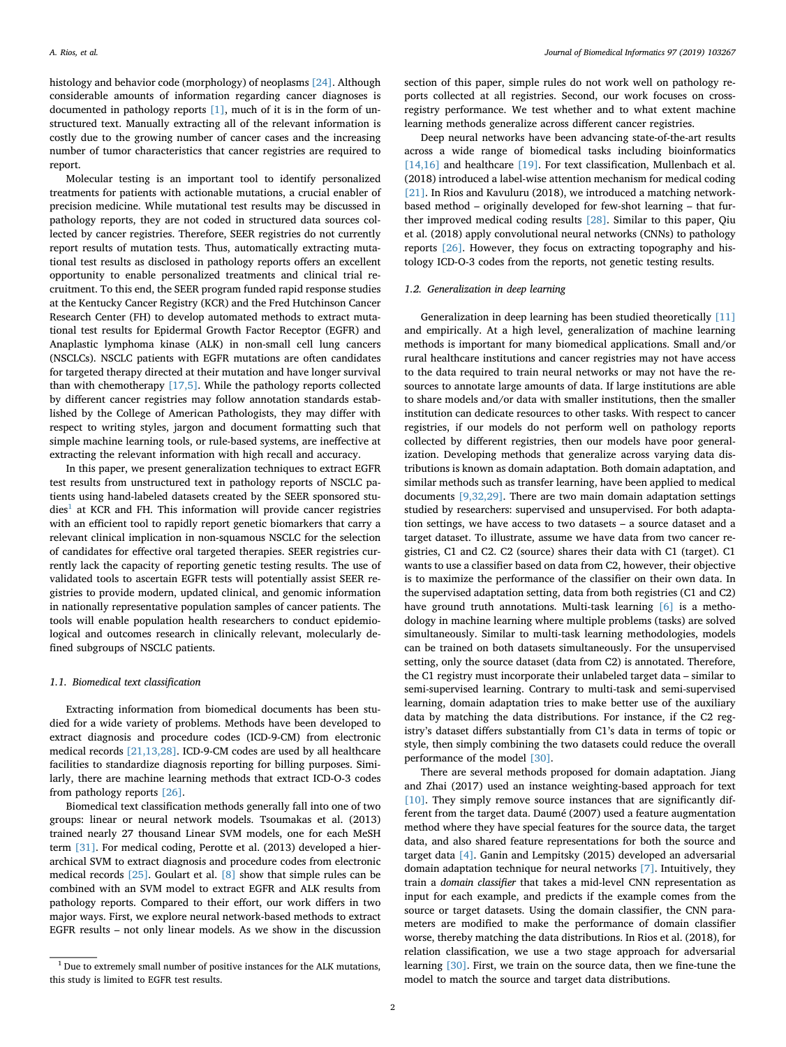histology and behavior code (morphology) of neoplasms [24]. Although considerable amounts of information regarding cancer diagnoses is documented in pathology reports [1], much of it is in the form of unstructured text. Manually extracting all of the relevant information is costly due to the growing number of cancer cases and the increasing number of tumor characteristics that cancer registries are required to report.

Molecular testing is an important tool to identify personalized treatments for patients with actionable mutations, a crucial enabler of precision medicine. While mutational test results may be discussed in pathology reports, they are not coded in structured data sources collected by cancer registries. Therefore, SEER registries do not currently report results of mutation tests. Thus, automatically extracting mutational test results as disclosed in pathology reports offers an excellent opportunity to enable personalized treatments and clinical trial recruitment. To this end, the SEER program funded rapid response studies at the Kentucky Cancer Registry (KCR) and the Fred Hutchinson Cancer Research Center (FH) to develop automated methods to extract mutational test results for Epidermal Growth Factor Receptor (EGFR) and Anaplastic lymphoma kinase (ALK) in non-small cell lung cancers (NSCLCs). NSCLC patients with EGFR mutations are often candidates for targeted therapy directed at their mutation and have longer survival than with chemotherapy [17,5]. While the pathology reports collected by different cancer registries may follow annotation standards established by the College of American Pathologists, they may differ with respect to writing styles, jargon and document formatting such that simple machine learning tools, or rule-based systems, are ineffective at extracting the relevant information with high recall and accuracy.

In this paper, we present generalization techniques to extract EGFR test results from unstructured text in pathology reports of NSCLC patients using hand-labeled datasets created by the SEER sponsored studies[1] at KCR and FH. This information will provide cancer registries with an efficient tool to rapidly report genetic biomarkers that carry a relevant clinical implication in non-squamous NSCLC for the selection of candidates for effective oral targeted therapies. SEER registries currently lack the capacity of reporting genetic testing results. The use of validated tools to ascertain EGFR tests will potentially assist SEER registries to provide modern, updated clinical, and genomic information in nationally representative population samples of cancer patients. The tools will enable population health researchers to conduct epidemiological and outcomes research in clinically relevant, molecularly defined subgroups of NSCLC patients.

### 1.1. Biomedical text classification

Extracting information from biomedical documents has been studied for a wide variety of problems. Methods have been developed to extract diagnosis and procedure codes (ICD-9-CM) from electronic medical records [21,13,28]. ICD-9-CM codes are used by all healthcare facilities to standardize diagnosis reporting for billing purposes. Similarly, there are machine learning methods that extract ICD-O-3 codes from pathology reports [26].

Biomedical text classification methods generally fall into one of two groups: linear or neural network models. Tsoumakas et al. (2013) trained nearly 27 thousand Linear SVM models, one for each MeSH term [31]. For medical coding, Perotte et al. (2013) developed a hierarchical SVM to extract diagnosis and procedure codes from electronic medical records [25]. Goulart et al. [8] show that simple rules can be combined with an SVM model to extract EGFR and ALK results from pathology reports. Compared to their effort, our work differs in two major ways. First, we explore neural network-based methods to extract EGFR results – not only linear models. As we show in the discussion section of this paper, simple rules do not work well on pathology reports collected at all registries. Second, our work focuses on cross-registry performance. We test whether and to what extent machine learning methods generalize across different cancer registries.

Deep neural networks have been advancing state-of-the-art results across a wide range of biomedical tasks including bioinformatics [14,16] and healthcare [19]. For text classification, Mullenbach et al. (2018) introduced a label-wise attention mechanism for medical coding [21]. In Rios and Kavuluru (2018), we introduced a matching network-based method – originally developed for few-shot learning – that further improved medical coding results [28]. Similar to this paper, Qiu et al. (2018) apply convolutional neural networks (CNNs) to pathology reports [26]. However, they focus on extracting topography and histology ICD-O-3 codes from the reports, not genetic testing results.

### 1.2. Generalization in deep learning

Generalization in deep learning has been studied theoretically [11] and empirically. At a high level, generalization of machine learning methods is important for many biomedical applications. Small and/or rural healthcare institutions and cancer registries may not have access to the data required to train neural networks or may not have the resources to annotate large amounts of data. If large institutions are able to share models and/or data with smaller institutions, then the smaller institution can dedicate resources to other tasks. With respect to cancer registries, if our models do not perform well on pathology reports collected by different registries, then our models have poor generalization. Developing methods that generalize across varying data distributions is known as domain adaptation. Both domain adaptation, and similar methods such as transfer learning, have been applied to medical documents [9,32,29]. There are two main domain adaptation settings studied by researchers: supervised and unsupervised. For both adaptation settings, we have access to two datasets – a source dataset and a target dataset. To illustrate, assume we have data from two cancer registries, C1 and C2. C2 (source) shares their data with C1 (target). C1 wants to use a classifier based on data from C2, however, their objective is to maximize the performance of the classifier on their own data. In the supervised adaptation setting, data from both registries (C1 and C2) have ground truth annotations. Multi-task learning [6] is a methodology in machine learning where multiple problems (tasks) are solved simultaneously. Similar to multi-task learning methodologies, models can be trained on both datasets simultaneously. For the unsupervised setting, only the source dataset (data from C2) is annotated. Therefore, the C1 registry must incorporate their unlabeled target data – similar to semi-supervised learning. Contrary to multi-task and semi-supervised learning, domain adaptation tries to make better use of the auxiliary data by matching the data distributions. For instance, if the C2 registry's dataset differs substantially from C1's data in terms of topic or style, then simply combining the two datasets could reduce the overall performance of the model [30].

There are several methods proposed for domain adaptation. Jiang and Zhai (2017) used an instance weighting-based approach for text [10]. They simply remove source instances that are significantly different from the target data. Daumé (2007) used a feature augmentation method where they have special features for the source data, the target data, and also shared feature representations for both the source and target data [4]. Ganin and Lempitsky (2015) developed an adversarial domain adaptation technique for neural networks [7]. Intuitively, they train a *domain classifier* that takes a mid-level CNN representation as input for each example, and predicts if the example comes from the source or target datasets. Using the domain classifier, the CNN parameters are modified to make the performance of domain classifier worse, thereby matching the data distributions. In Rios et al. (2018), for relation classification, we use a two stage approach for adversarial learning [30]. First, we train on the source data, then we fine-tune the model to match the source and target data distributions.

[1] Due to extremely small number of positive instances for the ALK mutations, this study is limited to EGFR test results.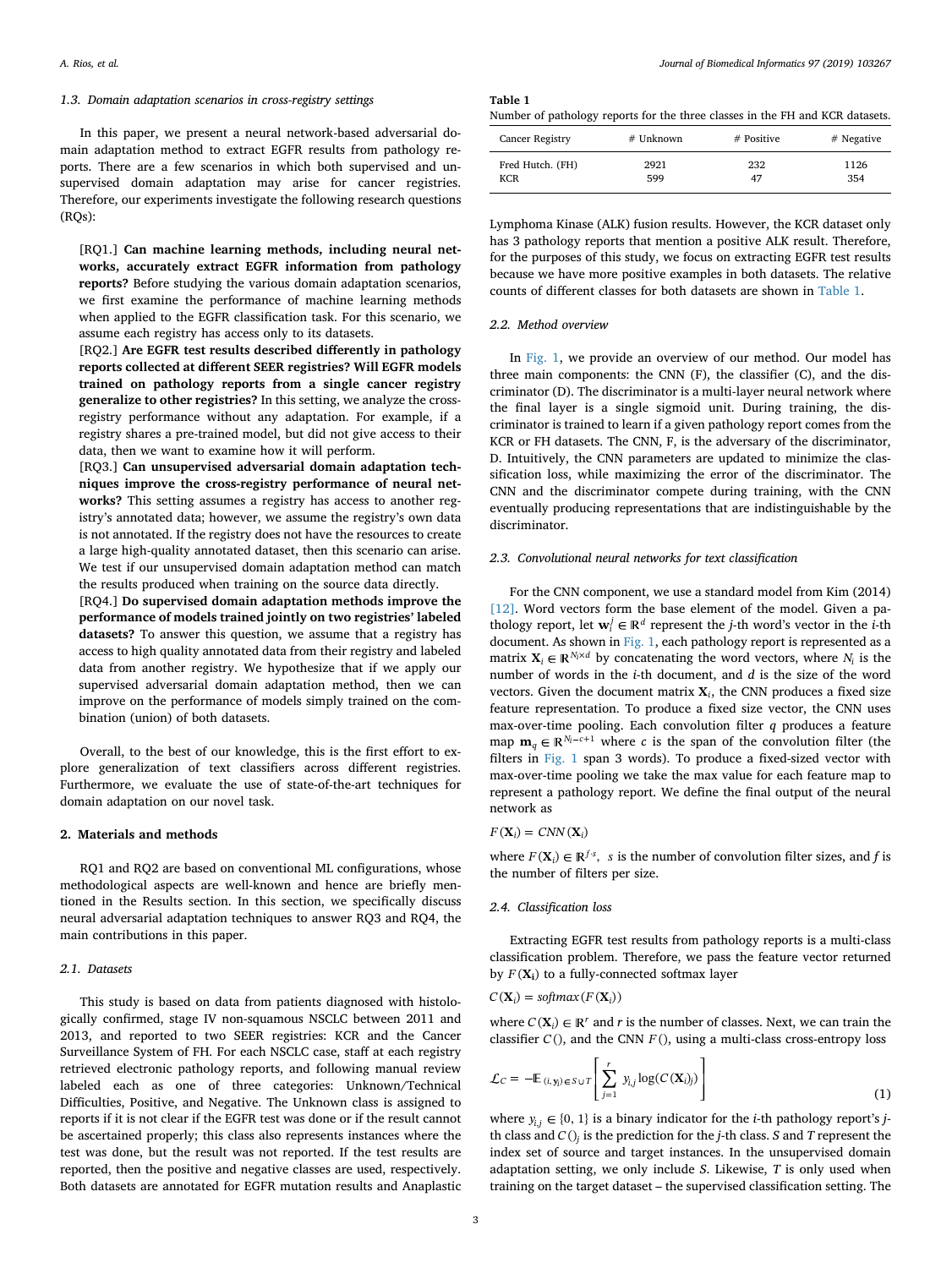### 1.3. Domain adaptation scenarios in cross-registry settings

In this paper, we present a neural network-based adversarial domain adaptation method to extract EGFR results from pathology reports. There are a few scenarios in which both supervised and unsupervised domain adaptation may arise for cancer registries. Therefore, our experiments investigate the following research questions (RQs):

[RQ1.] **Can machine learning methods, including neural networks, accurately extract EGFR information from pathology reports?** Before studying the various domain adaptation scenarios, we first examine the performance of machine learning methods when applied to the EGFR classification task. For this scenario, we assume each registry has access only to its datasets.

[RQ2.] **Are EGFR test results described differently in pathology reports collected at different SEER registries? Will EGFR models trained on pathology reports from a single cancer registry generalize to other registries?** In this setting, we analyze the cross-registry performance without any adaptation. For example, if a registry shares a pre-trained model, but did not give access to their data, then we want to examine how it will perform.

[RQ3.] **Can unsupervised adversarial domain adaptation techniques improve the cross-registry performance of neural networks?** This setting assumes a registry has access to another registry's annotated data; however, we assume the registry's own data is not annotated. If the registry does not have the resources to create a large high-quality annotated dataset, then this scenario can arise. We test if our unsupervised domain adaptation method can match the results produced when training on the source data directly.

[RQ4.] **Do supervised domain adaptation methods improve the performance of models trained jointly on two registries' labeled datasets?** To answer this question, we assume that a registry has access to high quality annotated data from their registry and labeled data from another registry. We hypothesize that if we apply our supervised adversarial domain adaptation method, then we can improve on the performance of models simply trained on the combination (union) of both datasets.

Overall, to the best of our knowledge, this is the first effort to explore generalization of text classifiers across different registries. Furthermore, we evaluate the use of state-of-the-art techniques for domain adaptation on our novel task.

## 2. Materials and methods

RQ1 and RQ2 are based on conventional ML configurations, whose methodological aspects are well-known and hence are briefly mentioned in the Results section. In this section, we specifically discuss neural adversarial adaptation techniques to answer RQ3 and RQ4, the main contributions in this paper.

### 2.1. Datasets

This study is based on data from patients diagnosed with histologically confirmed, stage IV non-squamous NSCLC between 2011 and 2013, and reported to two SEER registries: KCR and the Cancer Surveillance System of FH. For each NSCLC case, staff at each registry retrieved electronic pathology reports, and following manual review labeled each as one of three categories: Unknown/Technical Difficulties, Positive, and Negative. The Unknown class is assigned to reports if it is not clear if the EGFR test was done or if the result cannot be ascertained properly; this class also represents instances where the test was done, but the result was not reported. If the test results are reported, then the positive and negative classes are used, respectively. Both datasets are annotated for EGFR mutation results and Anaplastic Lymphoma Kinase (ALK) fusion results. However, the KCR dataset only has 3 pathology reports that mention a positive ALK result. Therefore, for the purposes of this study, we focus on extracting EGFR test results because we have more positive examples in both datasets. The relative counts of different classes for both datasets are shown in Table 1.

**Table 1**
Number of pathology reports for the three classes in the FH and KCR datasets.

| Cancer Registry | # Unknown | # Positive | # Negative |
|---|---|---|---|
| Fred Hutch. (FH) | 2921 | 232 | 1126 |
| KCR | 599 | 47 | 354 |

### 2.2. Method overview

In Fig. 1, we provide an overview of our method. Our model has three main components: the CNN (F), the classifier (C), and the discriminator (D). The discriminator is a multi-layer neural network where the final layer is a single sigmoid unit. During training, the discriminator is trained to learn if a given pathology report comes from the KCR or FH datasets. The CNN, F, is the adversary of the discriminator, D. Intuitively, the CNN parameters are updated to minimize the classification loss, while maximizing the error of the discriminator. The CNN and the discriminator compete during training, with the CNN eventually producing representations that are indistinguishable by the discriminator.

### 2.3. Convolutional neural networks for text classification

For the CNN component, we use a standard model from Kim (2014) [12]. Word vectors form the base element of the model. Given a pathology report, let $\mathbf{w}_i^j \in \mathbb{R}^d$ represent the $j$-th word's vector in the $i$-th document. As shown in Fig. 1, each pathology report is represented as a matrix $\mathbf{X}_i \in \mathbb{R}^{N_i \times d}$ by concatenating the word vectors, where $N_i$ is the number of words in the $i$-th document, and $d$ is the size of the word vectors. Given the document matrix $\mathbf{X}_i$, the CNN produces a fixed size feature representation. To produce a fixed size vector, the CNN uses max-over-time pooling. Each convolution filter $q$ produces a feature map $\mathbf{m}_q \in \mathbb{R}^{N_i - c + 1}$ where $c$ is the span of the convolution filter (the filters in Fig. 1 span 3 words). To produce a fixed-sized vector with max-over-time pooling we take the max value for each feature map to represent a pathology report. We define the final output of the neural network as

$$F(\mathbf{X}_i) = CNN(\mathbf{X}_i)$$

where $F(\mathbf{X}_i) \in \mathbb{R}^{f \cdot s}$, $s$ is the number of convolution filter sizes, and $f$ is the number of filters per size.

### 2.4. Classification loss

Extracting EGFR test results from pathology reports is a multi-class classification problem. Therefore, we pass the feature vector returned by $F(\mathbf{X_i})$ to a fully-connected softmax layer

$$C(\mathbf{X}_i) = softmax(F(\mathbf{X}_i))$$

where $C(\mathbf{X}_i) \in \mathbb{R}^r$ and $r$ is the number of classes. Next, we can train the classifier $C()$, and the CNN $F()$, using a multi-class cross-entropy loss

$$\mathcal{L}_C = -\mathbb{E}_{(i, \mathbf{y}_i) \in S \cup T}\left[\sum_{j=1}^{r} y_{i,j} \log(C(\mathbf{X}_i)_j)\right] \tag{1}$$

where $y_{i,j} \in \{0, 1\}$ is a binary indicator for the $i$-th pathology report's $j$-th class and $C()_j$ is the prediction for the $j$-th class. $S$ and $T$ represent the index set of source and target instances. In the unsupervised domain adaptation setting, we only include $S$. Likewise, $T$ is only used when training on the target dataset – the supervised classification setting. The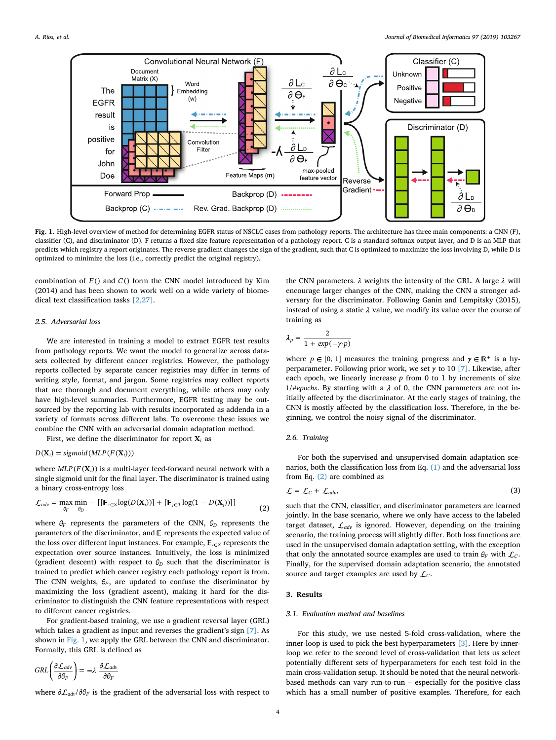**Fig. 1.** High-level overview of method for determining EGFR status of NSCLC cases from pathology reports. The architecture has three main components: a CNN (F), classifier (C), and discriminator (D). F returns a fixed size feature representation of a pathology report. C is a standard softmax output layer, and D is an MLP that predicts which registry a report originates. The reverse gradient changes the sign of the gradient, such that C is optimized to maximize the loss involving D, while D is optimized to minimize the loss (i.e., correctly predict the original registry).

combination of $F()$ and $C()$ form the CNN model introduced by Kim (2014) and has been shown to work well on a wide variety of biomedical text classification tasks [2,27].

### 2.5. Adversarial loss

We are interested in training a model to extract EGFR test results from pathology reports. We want the model to generalize across datasets collected by different cancer registries. However, the pathology reports collected by separate cancer registries may differ in terms of writing style, format, and jargon. Some registries may collect reports that are more thorough and document everything, while others may only have high-level summaries. Furthermore, EGFR testing may be outsourced by the reporting lab with results incorporated as addenda in a variety of formats across different labs. To overcome these issues we combine the CNN with an adversarial domain adaptation method.

First, we define the discriminator for report $\mathbf{X}_i$ as

$$D(\mathbf{X}_i) = sigmoid(MLP(F(\mathbf{X}_i)))$$

where $MLP(F(\mathbf{X}_i))$ is a multi-layer feed-forward neural network with a single sigmoid unit for the final layer. The discriminator is trained using a binary cross-entropy loss

$$\mathcal{L}_{adv} = \max_{\theta_F} \min_{\theta_D} -[[\mathbb{E}_{i \in S} \log(D(\mathbf{X}_i))] + [\mathbb{E}_{j \in T} \log(1 - D(\mathbf{X}_j))]] \tag{2}$$

where $\theta_F$ represents the parameters of the CNN, $\theta_D$ represents the parameters of the discriminator, and $\mathbb{E}$ represents the expected value of the loss over different input instances. For example, $\mathbb{E}_{i \in S}$ represents the expectation over source instances. Intuitively, the loss is minimized (gradient descent) with respect to $\theta_D$ such that the discriminator is trained to predict which cancer registry each pathology report is from. The CNN weights, $\theta_F$, are updated to confuse the discriminator by maximizing the loss (gradient ascent), making it hard for the discriminator to distinguish the CNN feature representations with respect to different cancer registries.

For gradient-based training, we use a gradient reversal layer (GRL) which takes a gradient as input and reverses the gradient's sign [7]. As shown in Fig. 1, we apply the GRL between the CNN and discriminator. Formally, this GRL is defined as

$$GRL\left(\frac{\partial \mathcal{L}_{adv}}{\partial \theta_F}\right) = -\lambda \frac{\partial \mathcal{L}_{adv}}{\partial \theta_F}$$

where $\partial \mathcal{L}_{adv}/\partial \theta_F$ is the gradient of the adversarial loss with respect to the CNN parameters. $\lambda$ weights the intensity of the GRL. A large $\lambda$ will encourage larger changes of the CNN, making the CNN a stronger adversary for the discriminator. Following Ganin and Lempitsky (2015), instead of using a static $\lambda$ value, we modify its value over the course of training as

$$\lambda_p = \frac{2}{1 + exp(-\gamma \cdot p)}$$

where $p \in [0, 1]$ measures the training progress and $\gamma \in \mathbb{R}^+$ is a hyperparameter. Following prior work, we set $\gamma$ to 10 [7]. Likewise, after each epoch, we linearly increase $p$ from 0 to 1 by increments of size $1/\#epochs$. By starting with a $\lambda$ of 0, the CNN parameters are not initially affected by the discriminator. At the early stages of training, the CNN is mostly affected by the classification loss. Therefore, in the beginning, we control the noisy signal of the discriminator.

### 2.6. Training

For both the supervised and unsupervised domain adaptation scenarios, both the classification loss from Eq. (1) and the adversarial loss from Eq. (2) are combined as

$$\mathcal{L} = \mathcal{L}_C + \mathcal{L}_{adv}, \tag{3}$$

such that the CNN, classifier, and discriminator parameters are learned jointly. In the base scenario, where we only have access to the labeled target dataset, $\mathcal{L}_{adv}$ is ignored. However, depending on the training scenario, the training process will slightly differ. Both loss functions are used in the unsupervised domain adaptation setting, with the exception that only the annotated source examples are used to train $\theta_F$ with $\mathcal{L}_C$. Finally, for the supervised domain adaptation scenario, the annotated source and target examples are used by $\mathcal{L}_C$.

## 3. Results

### 3.1. Evaluation method and baselines

For this study, we use nested 5-fold cross-validation, where the inner-loop is used to pick the best hyperparameters [3]. Here by inner-loop we refer to the second level of cross-validation that lets us select potentially different sets of hyperparameters for each test fold in the main cross-validation setup. It should be noted that the neural network-based methods can vary run-to-run – especially for the positive class which has a small number of positive examples. Therefore, for each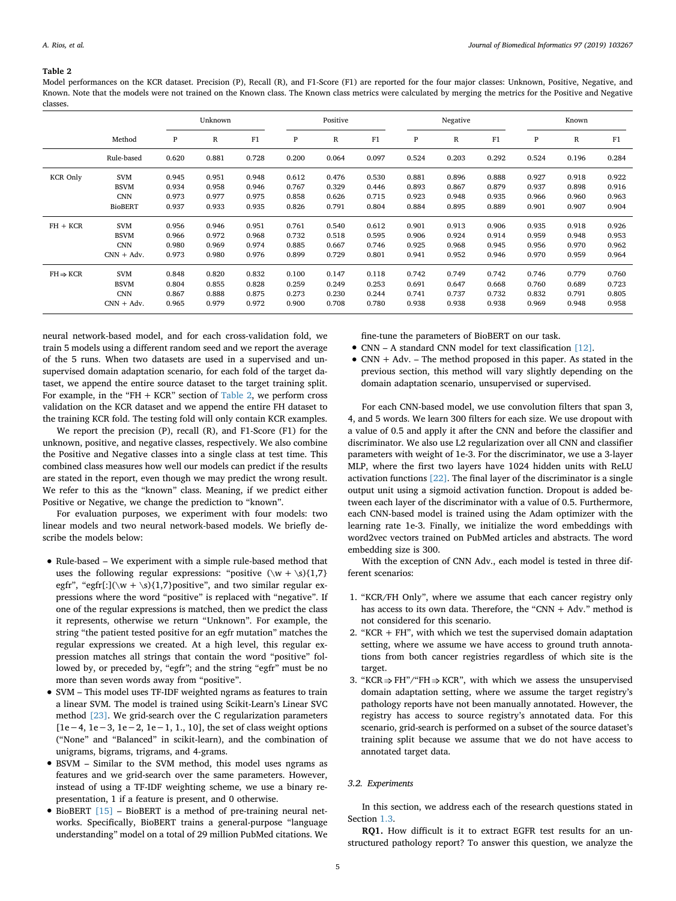**Table 2**
Model performances on the KCR dataset. Precision (P), Recall (R), and F1-Score (F1) are reported for the four major classes: Unknown, Positive, Negative, and Known. Note that the models were not trained on the Known class. The Known class metrics were calculated by merging the metrics for the Positive and Negative classes.

| | | Unknown | | | Positive | | | Negative | | | Known | | |
|---|---|---|---|---|---|---|---|---|---|---|---|---|---|
| | Method | P | R | F1 | P | R | F1 | P | R | F1 | P | R | F1 |
| | Rule-based | 0.620 | 0.881 | 0.728 | 0.200 | 0.064 | 0.097 | 0.524 | 0.203 | 0.292 | 0.524 | 0.196 | 0.284 |
| KCR Only | SVM | 0.945 | 0.951 | 0.948 | 0.612 | 0.476 | 0.530 | 0.881 | 0.896 | 0.888 | 0.927 | 0.918 | 0.922 |
| | BSVM | 0.934 | 0.958 | 0.946 | 0.767 | 0.329 | 0.446 | 0.893 | 0.867 | 0.879 | 0.937 | 0.898 | 0.916 |
| | CNN | 0.973 | 0.977 | 0.975 | 0.858 | 0.626 | 0.715 | 0.923 | 0.948 | 0.935 | 0.966 | 0.960 | 0.963 |
| | BioBERT | 0.937 | 0.933 | 0.935 | 0.826 | 0.791 | 0.804 | 0.884 | 0.895 | 0.889 | 0.901 | 0.907 | 0.904 |
| FH + KCR | SVM | 0.956 | 0.946 | 0.951 | 0.761 | 0.540 | 0.612 | 0.901 | 0.913 | 0.906 | 0.935 | 0.918 | 0.926 |
| | BSVM | 0.966 | 0.972 | 0.968 | 0.732 | 0.518 | 0.595 | 0.906 | 0.924 | 0.914 | 0.959 | 0.948 | 0.953 |
| | CNN | 0.980 | 0.969 | 0.974 | 0.885 | 0.667 | 0.746 | 0.925 | 0.968 | 0.945 | 0.956 | 0.970 | 0.962 |
| | CNN + Adv. | 0.973 | 0.980 | 0.976 | 0.899 | 0.729 | 0.801 | 0.941 | 0.952 | 0.946 | 0.970 | 0.959 | 0.964 |
| FH ⇒ KCR | SVM | 0.848 | 0.820 | 0.832 | 0.100 | 0.147 | 0.118 | 0.742 | 0.749 | 0.742 | 0.746 | 0.779 | 0.760 |
| | BSVM | 0.804 | 0.855 | 0.828 | 0.259 | 0.249 | 0.253 | 0.691 | 0.647 | 0.668 | 0.760 | 0.689 | 0.723 |
| | CNN | 0.867 | 0.888 | 0.875 | 0.273 | 0.230 | 0.244 | 0.741 | 0.737 | 0.732 | 0.832 | 0.791 | 0.805 |
| | CNN + Adv. | 0.965 | 0.979 | 0.972 | 0.900 | 0.708 | 0.780 | 0.938 | 0.938 | 0.938 | 0.969 | 0.948 | 0.958 |

neural network-based model, and for each cross-validation fold, we train 5 models using a different random seed and we report the average of the 5 runs. When two datasets are used in a supervised and unsupervised domain adaptation scenario, for each fold of the target dataset, we append the entire source dataset to the target training split. For example, in the "FH + KCR" section of Table 2, we perform cross validation on the KCR dataset and we append the entire FH dataset to the training KCR fold. The testing fold will only contain KCR examples.

We report the precision (P), recall (R), and F1-Score (F1) for the unknown, positive, and negative classes, respectively. We also combine the Positive and Negative classes into a single class at test time. This combined class measures how well our models can predict if the results are stated in the report, even though we may predict the wrong result. We refer to this as the "known" class. Meaning, if we predict either Positive or Negative, we change the prediction to "known".

For evaluation purposes, we experiment with four models: two linear models and two neural network-based models. We briefly describe the models below:

- Rule-based – We experiment with a simple rule-based method that uses the following regular expressions: "positive (\w + \s){1,7} egfr", "egfr[:](\w + \s){1,7}positive", and two similar regular expressions where the word "positive" is replaced with "negative". If one of the regular expressions is matched, then we predict the class it represents, otherwise we return "Unknown". For example, the string "the patient tested positive for an egfr mutation" matches the regular expressions we created. At a high level, this regular expression matches all strings that contain the word "positive" followed by, or preceded by, "egfr"; and the string "egfr" must be no more than seven words away from "positive".
- SVM – This model uses TF-IDF weighted ngrams as features to train a linear SVM. The model is trained using Scikit-Learn's Linear SVC method [23]. We grid-search over the C regularization parameters [1e−4, 1e−3, 1e−2, 1e−1, 1., 10], the set of class weight options ("None" and "Balanced" in scikit-learn), and the combination of unigrams, bigrams, trigrams, and 4-grams.
- BSVM – Similar to the SVM method, this model uses ngrams as features and we grid-search over the same parameters. However, instead of using a TF-IDF weighting scheme, we use a binary representation, 1 if a feature is present, and 0 otherwise.
- BioBERT [15] – BioBERT is a method of pre-training neural networks. Specifically, BioBERT trains a general-purpose "language understanding" model on a total of 29 million PubMed citations. We fine-tune the parameters of BioBERT on our task.
- CNN – A standard CNN model for text classification [12].
- CNN + Adv. – The method proposed in this paper. As stated in the previous section, this method will vary slightly depending on the domain adaptation scenario, unsupervised or supervised.

For each CNN-based model, we use convolution filters that span 3, 4, and 5 words. We learn 300 filters for each size. We use dropout with a value of 0.5 and apply it after the CNN and before the classifier and discriminator. We also use L2 regularization over all CNN and classifier parameters with weight of 1e-3. For the discriminator, we use a 3-layer MLP, where the first two layers have 1024 hidden units with ReLU activation functions [22]. The final layer of the discriminator is a single output unit using a sigmoid activation function. Dropout is added between each layer of the discriminator with a value of 0.5. Furthermore, each CNN-based model is trained using the Adam optimizer with the learning rate 1e-3. Finally, we initialize the word embeddings with word2vec vectors trained on PubMed articles and abstracts. The word embedding size is 300.

With the exception of CNN Adv., each model is tested in three different scenarios:

1. "KCR/FH Only", where we assume that each cancer registry only has access to its own data. Therefore, the "CNN + Adv." method is not considered for this scenario.
2. "KCR + FH", with which we test the supervised domain adaptation setting, where we assume we have access to ground truth annotations from both cancer registries regardless of which site is the target.
3. "KCR ⇒ FH"/"FH ⇒ KCR", with which we assess the unsupervised domain adaptation setting, where we assume the target registry's pathology reports have not been manually annotated. However, the registry has access to source registry's annotated data. For this scenario, grid-search is performed on a subset of the source dataset's training split because we assume that we do not have access to annotated target data.

### 3.2. Experiments

In this section, we address each of the research questions stated in Section 1.3.

**RQ1.** How difficult is it to extract EGFR test results for an unstructured pathology report? To answer this question, we analyze the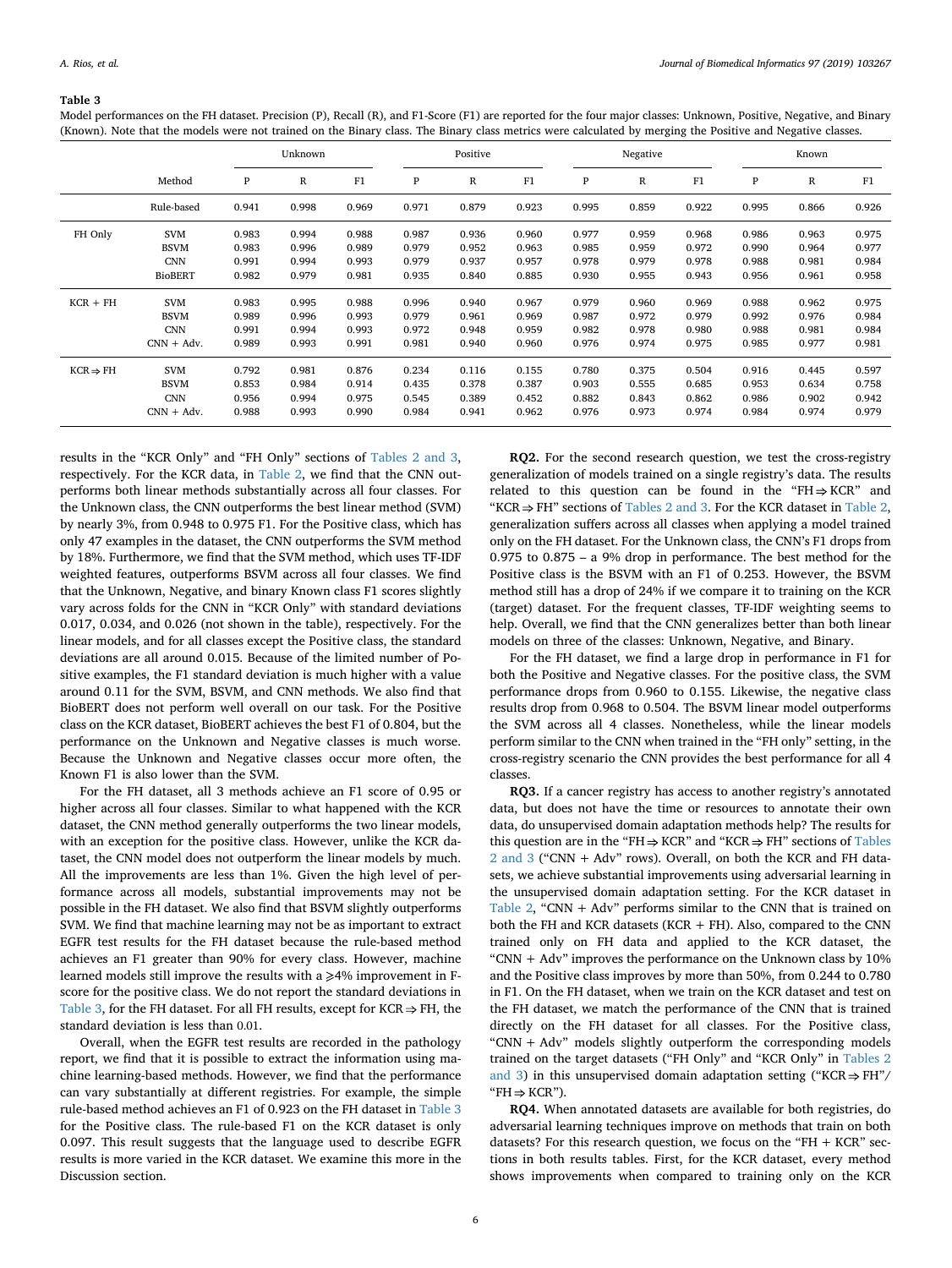**Table 3**
Model performances on the FH dataset. Precision (P), Recall (R), and F1-Score (F1) are reported for the four major classes: Unknown, Positive, Negative, and Binary (Known). Note that the models were not trained on the Binary class. The Binary class metrics were calculated by merging the Positive and Negative classes.

| | Method | Unknown | | | Positive | | | Negative | | | Known | | |
|---|---|---|---|---|---|---|---|---|---|---|---|---|---|
| | | P | R | F1 | P | R | F1 | P | R | F1 | P | R | F1 |
| | Rule-based | 0.941 | 0.998 | 0.969 | 0.971 | 0.879 | 0.923 | 0.995 | 0.859 | 0.922 | 0.995 | 0.866 | 0.926 |
| FH Only | SVM | 0.983 | 0.994 | 0.988 | 0.987 | 0.936 | 0.960 | 0.977 | 0.959 | 0.968 | 0.986 | 0.963 | 0.975 |
| | BSVM | 0.983 | 0.996 | 0.989 | 0.979 | 0.952 | 0.963 | 0.985 | 0.959 | 0.972 | 0.990 | 0.964 | 0.977 |
| | CNN | 0.991 | 0.994 | 0.993 | 0.979 | 0.937 | 0.957 | 0.978 | 0.979 | 0.978 | 0.988 | 0.981 | 0.984 |
| | BioBERT | 0.982 | 0.979 | 0.981 | 0.935 | 0.840 | 0.885 | 0.930 | 0.955 | 0.943 | 0.956 | 0.961 | 0.958 |
| KCR + FH | SVM | 0.983 | 0.995 | 0.988 | 0.996 | 0.940 | 0.967 | 0.979 | 0.960 | 0.969 | 0.988 | 0.962 | 0.975 |
| | BSVM | 0.989 | 0.996 | 0.993 | 0.979 | 0.961 | 0.969 | 0.987 | 0.972 | 0.979 | 0.992 | 0.976 | 0.984 |
| | CNN | 0.991 | 0.994 | 0.993 | 0.972 | 0.948 | 0.959 | 0.982 | 0.978 | 0.980 | 0.988 | 0.981 | 0.984 |
| | CNN + Adv. | 0.989 | 0.993 | 0.991 | 0.981 | 0.940 | 0.960 | 0.976 | 0.974 | 0.975 | 0.985 | 0.977 | 0.981 |
| KCR ⇒ FH | SVM | 0.792 | 0.981 | 0.876 | 0.234 | 0.116 | 0.155 | 0.780 | 0.375 | 0.504 | 0.916 | 0.445 | 0.597 |
| | BSVM | 0.853 | 0.984 | 0.914 | 0.435 | 0.378 | 0.387 | 0.903 | 0.555 | 0.685 | 0.953 | 0.634 | 0.758 |
| | CNN | 0.956 | 0.994 | 0.975 | 0.545 | 0.389 | 0.452 | 0.882 | 0.843 | 0.862 | 0.986 | 0.902 | 0.942 |
| | CNN + Adv. | 0.988 | 0.993 | 0.990 | 0.984 | 0.941 | 0.962 | 0.976 | 0.973 | 0.974 | 0.984 | 0.974 | 0.979 |

results in the "KCR Only" and "FH Only" sections of Tables 2 and 3, respectively. For the KCR data, in Table 2, we find that the CNN outperforms both linear methods substantially across all four classes. For the Unknown class, the CNN outperforms the best linear method (SVM) by nearly 3%, from 0.948 to 0.975 F1. For the Positive class, which has only 47 examples in the dataset, the CNN outperforms the SVM method by 18%. Furthermore, we find that the SVM method, which uses TF-IDF weighted features, outperforms BSVM across all four classes. We find that the Unknown, Negative, and binary Known class F1 scores slightly vary across folds for the CNN in "KCR Only" with standard deviations 0.017, 0.034, and 0.026 (not shown in the table), respectively. For the linear models, and for all classes except the Positive class, the standard deviations are all around 0.015. Because of the limited number of Positive examples, the F1 standard deviation is much higher with a value around 0.11 for the SVM, BSVM, and CNN methods. We also find that BioBERT does not perform well overall on our task. For the Positive class on the KCR dataset, BioBERT achieves the best F1 of 0.804, but the performance on the Unknown and Negative classes is much worse. Because the Unknown and Negative classes occur more often, the Known F1 is also lower than the SVM.

For the FH dataset, all 3 methods achieve an F1 score of 0.95 or higher across all four classes. Similar to what happened with the KCR dataset, the CNN method generally outperforms the two linear models, with an exception for the positive class. However, unlike the KCR dataset, the CNN model does not outperform the linear models by much. All the improvements are less than 1%. Given the high level of performance across all models, substantial improvements may not be possible in the FH dataset. We also find that BSVM slightly outperforms SVM. We find that machine learning may not be as important to extract EGFR test results for the FH dataset because the rule-based method achieves an F1 greater than 90% for every class. However, machine learned models still improve the results with a ⩾4% improvement in F-score for the positive class. We do not report the standard deviations in Table 3, for the FH dataset. For all FH results, except for KCR ⇒ FH, the standard deviation is less than 0.01.

Overall, when the EGFR test results are recorded in the pathology report, we find that it is possible to extract the information using machine learning-based methods. However, we find that the performance can vary substantially at different registries. For example, the simple rule-based method achieves an F1 of 0.923 on the FH dataset in Table 3 for the Positive class. The rule-based F1 on the KCR dataset is only 0.097. This result suggests that the language used to describe EGFR results is more varied in the KCR dataset. We examine this more in the Discussion section.

**RQ2.** For the second research question, we test the cross-registry generalization of models trained on a single registry's data. The results related to this question can be found in the "FH ⇒ KCR" and "KCR ⇒ FH" sections of Tables 2 and 3. For the KCR dataset in Table 2, generalization suffers across all classes when applying a model trained only on the FH dataset. For the Unknown class, the CNN's F1 drops from 0.975 to 0.875 – a 9% drop in performance. The best method for the Positive class is the BSVM with an F1 of 0.253. However, the BSVM method still has a drop of 24% if we compare it to training on the KCR (target) dataset. For the frequent classes, TF-IDF weighting seems to help. Overall, we find that the CNN generalizes better than both linear models on three of the classes: Unknown, Negative, and Binary.

For the FH dataset, we find a large drop in performance in F1 for both the Positive and Negative classes. For the positive class, the SVM performance drops from 0.960 to 0.155. Likewise, the negative class results drop from 0.968 to 0.504. The BSVM linear model outperforms the SVM across all 4 classes. Nonetheless, while the linear models perform similar to the CNN when trained in the "FH only" setting, in the cross-registry scenario the CNN provides the best performance for all 4 classes.

**RQ3.** If a cancer registry has access to another registry's annotated data, but does not have the time or resources to annotate their own data, do unsupervised domain adaptation methods help? The results for this question are in the "FH ⇒ KCR" and "KCR ⇒ FH" sections of Tables 2 and 3 ("CNN + Adv" rows). Overall, on both the KCR and FH datasets, we achieve substantial improvements using adversarial learning in the unsupervised domain adaptation setting. For the KCR dataset in Table 2, "CNN + Adv" performs similar to the CNN that is trained on both the FH and KCR datasets (KCR + FH). Also, compared to the CNN trained only on FH data and applied to the KCR dataset, the "CNN + Adv" improves the performance on the Unknown class by 10% and the Positive class improves by more than 50%, from 0.244 to 0.780 in F1. On the FH dataset, when we train on the KCR dataset and test on the FH dataset, we match the performance of the CNN that is trained directly on the FH dataset for all classes. For the Positive class, "CNN + Adv" models slightly outperform the corresponding models trained on the target datasets ("FH Only" and "KCR Only" in Tables 2 and 3) in this unsupervised domain adaptation setting ("KCR ⇒ FH"/ "FH ⇒ KCR").

**RQ4.** When annotated datasets are available for both registries, do adversarial learning techniques improve on methods that train on both datasets? For this research question, we focus on the "FH + KCR" sections in both results tables. First, for the KCR dataset, every method shows improvements when compared to training only on the KCR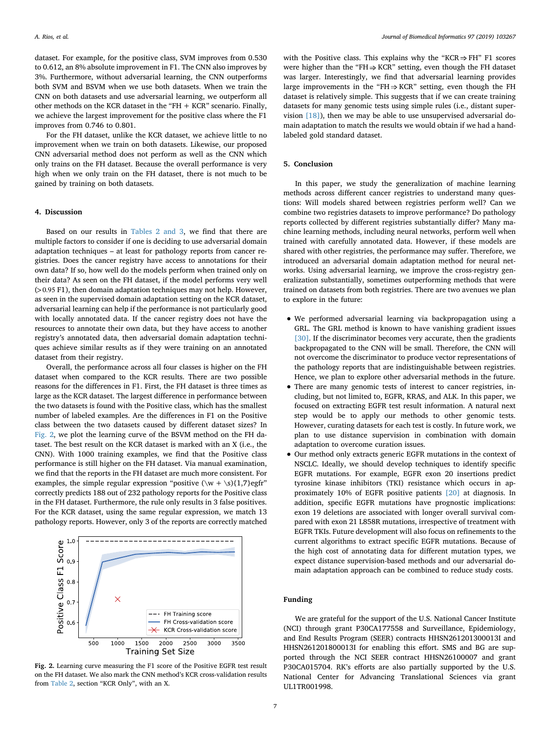dataset. For example, for the positive class, SVM improves from 0.530 to 0.612, an 8% absolute improvement in F1. The CNN also improves by 3%. Furthermore, without adversarial learning, the CNN outperforms both SVM and BSVM when we use both datasets. When we train the CNN on both datasets and use adversarial learning, we outperform all other methods on the KCR dataset in the "FH + KCR" scenario. Finally, we achieve the largest improvement for the positive class where the F1 improves from 0.746 to 0.801.

For the FH dataset, unlike the KCR dataset, we achieve little to no improvement when we train on both datasets. Likewise, our proposed CNN adversarial method does not perform as well as the CNN which only trains on the FH dataset. Because the overall performance is very high when we only train on the FH dataset, there is not much to be gained by training on both datasets.

## 4. Discussion

Based on our results in Tables 2 and 3, we find that there are multiple factors to consider if one is deciding to use adversarial domain adaptation techniques – at least for pathology reports from cancer registries. Does the cancer registry have access to annotations for their own data? If so, how well do the models perform when trained only on their data? As seen on the FH dataset, if the model performs very well (>0.95 F1), then domain adaptation techniques may not help. However, as seen in the supervised domain adaptation setting on the KCR dataset, adversarial learning can help if the performance is not particularly good with locally annotated data. If the cancer registry does not have the resources to annotate their own data, but they have access to another registry's annotated data, then adversarial domain adaptation techniques achieve similar results as if they were training on an annotated dataset from their registry.

Overall, the performance across all four classes is higher on the FH dataset when compared to the KCR results. There are two possible reasons for the differences in F1. First, the FH dataset is three times as large as the KCR dataset. The largest difference in performance between the two datasets is found with the Positive class, which has the smallest number of labeled examples. Are the differences in F1 on the Positive class between the two datasets caused by different dataset sizes? In Fig. 2, we plot the learning curve of the BSVM method on the FH dataset. The best result on the KCR dataset is marked with an X (i.e., the CNN). With 1000 training examples, we find that the Positive class performance is still higher on the FH dataset. Via manual examination, we find that the reports in the FH dataset are much more consistent. For examples, the simple regular expression "positive (\w + \s){1,7}egfr" correctly predicts 188 out of 232 pathology reports for the Positive class in the FH dataset. Furthermore, the rule only results in 3 false positives. For the KCR dataset, using the same regular expression, we match 13 pathology reports. However, only 3 of the reports are correctly matched with the Positive class. This explains why the "KCR ⇒ FH" F1 scores were higher than the "FH ⇒ KCR" setting, even though the FH dataset was larger. Interestingly, we find that adversarial learning provides large improvements in the "FH ⇒ KCR" setting, even though the FH dataset is relatively simple. This suggests that if we can create training datasets for many genomic tests using simple rules (i.e., distant supervision [18]), then we may be able to use unsupervised adversarial domain adaptation to match the results we would obtain if we had a hand-labeled gold standard dataset.

**Fig. 2.** Learning curve measuring the F1 score of the Positive EGFR test result on the FH dataset. We also mark the CNN method's KCR cross-validation results from Table 2, section "KCR Only", with an X.

## 5. Conclusion

In this paper, we study the generalization of machine learning methods across different cancer registries to understand many questions: Will models shared between registries perform well? Can we combine two registries datasets to improve performance? Do pathology reports collected by different registries substantially differ? Many machine learning methods, including neural networks, perform well when trained with carefully annotated data. However, if these models are shared with other registries, the performance may suffer. Therefore, we introduced an adversarial domain adaptation method for neural networks. Using adversarial learning, we improve the cross-registry generalization substantially, sometimes outperforming methods that were trained on datasets from both registries. There are two avenues we plan to explore in the future:

- We performed adversarial learning via backpropagation using a GRL. The GRL method is known to have vanishing gradient issues [30]. If the discriminator becomes very accurate, then the gradients backpropagated to the CNN will be small. Therefore, the CNN will not overcome the discriminator to produce vector representations of the pathology reports that are indistinguishable between registries. Hence, we plan to explore other adversarial methods in the future.
- There are many genomic tests of interest to cancer registries, including, but not limited to, EGFR, KRAS, and ALK. In this paper, we focused on extracting EGFR test result information. A natural next step would be to apply our methods to other genomic tests. However, curating datasets for each test is costly. In future work, we plan to use distance supervision in combination with domain adaptation to overcome curation issues.
- Our method only extracts generic EGFR mutations in the context of NSCLC. Ideally, we should develop techniques to identify specific EGFR mutations. For example, EGFR exon 20 insertions predict tyrosine kinase inhibitors (TKI) resistance which occurs in approximately 10% of EGFR positive patients [20] at diagnosis. In addition, specific EGFR mutations have prognostic implications: exon 19 deletions are associated with longer overall survival compared with exon 21 L858R mutations, irrespective of treatment with EGFR TKIs. Future development will also focus on refinements to the current algorithms to extract specific EGFR mutations. Because of the high cost of annotating data for different mutation types, we expect distance supervision-based methods and our adversarial domain adaptation approach can be combined to reduce study costs.

## Funding

We are grateful for the support of the U.S. National Cancer Institute (NCI) through grant P30CA177558 and Surveillance, Epidemiology, and End Results Program (SEER) contracts HHSN261201300013I and HHSN261201800013I for enabling this effort. SMS and BG are supported through the NCI SEER contract HHSN26100007 and grant P30CA015704. RK's efforts are also partially supported by the U.S. National Center for Advancing Translational Sciences via grant UL1TR001998.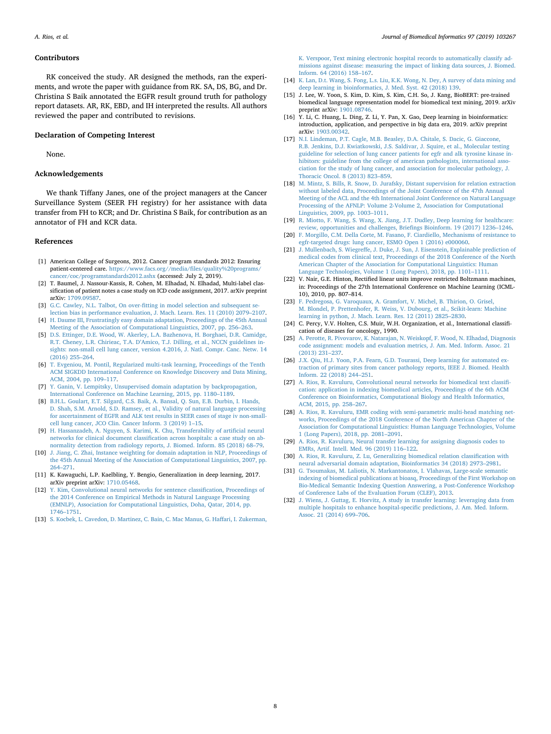## Contributors

RK conceived the study. AR designed the methods, ran the experiments, and wrote the paper with guidance from RK. SA, DS, BG, and Dr. Christina S Baik annotated the EGFR result ground truth for pathology report datasets. AR, RK, EBD, and IH interpreted the results. All authors reviewed the paper and contributed to revisions.

## Declaration of Competing Interest

None.

## Acknowledgements

We thank Tiffany Janes, one of the project managers at the Cancer Surveillance System (SEER FH registry) for her assistance with data transfer from FH to KCR; and Dr. Christina S Baik, for contribution as an annotator of FH and KCR data.

## References

[1] American College of Surgeons, 2012. Cancer program standards 2012: Ensuring patient-centered care. https://www.facs.org//media/files/quality%20programs/cancer/coc/programstandards2012.ashx (accessed: July 2, 2019).

[2] T. Baumel, J. Nassour-Kassis, R. Cohen, M. Elhadad, N. Elhadad, Multi-label classification of patient notes a case study on ICD code assignment, 2017. arXiv preprint arXiv: 1709.09587.

[3] G.C. Cawley, N.L. Talbot, On over-fitting in model selection and subsequent selection bias in performance evaluation, J. Mach. Learn. Res. 11 (2010) 2079–2107.

[4] H. Daume III, Frustratingly easy domain adaptation, Proceedings of the 45th Annual Meeting of the Association of Computational Linguistics, 2007, pp. 256–263.

[5] D.S. Ettinger, D.E. Wood, W. Akerley, L.A. Bazhenova, H. Borghaei, D.R. Camidge, R.T. Cheney, L.R. Chirieac, T.A. D'Amico, T.J. Dilling, et al., NCCN guidelines insights: non-small cell lung cancer, version 4.2016, J. Natl. Compr. Canc. Netw. 14 (2016) 255–264.

[6] T. Evgeniou, M. Pontil, Regularized multi-task learning, Proceedings of the Tenth ACM SIGKDD International Conference on Knowledge Discovery and Data Mining, ACM, 2004, pp. 109–117.

[7] Y. Ganin, V. Lempitsky, Unsupervised domain adaptation by backpropagation, International Conference on Machine Learning, 2015, pp. 1180–1189.

[8] B.H.L. Goulart, E.T. Silgard, C.S. Baik, A. Bansal, Q. Sun, E.B. Durbin, I. Hands, D. Shah, S.M. Arnold, S.D. Ramsey, et al., Validity of natural language processing for ascertainment of EGFR and ALK test results in SEER cases of stage iv non-small-cell lung cancer, JCO Clin. Cancer Inform. 3 (2019) 1–15.

[9] H. Hassanzadeh, A. Nguyen, S. Karimi, K. Chu, Transferability of artificial neural networks for clinical document classification across hospitals: a case study on abnormality detection from radiology reports, J. Biomed. Inform. 85 (2018) 68–79.

[10] J. Jiang, C. Zhai, Instance weighting for domain adaptation in NLP, Proceedings of the 45th Annual Meeting of the Association of Computational Linguistics, 2007, pp. 264–271.

[11] K. Kawaguchi, L.P. Kaelbling, Y. Bengio, Generalization in deep learning, 2017. arXiv preprint arXiv: 1710.05468.

[12] Y. Kim, Convolutional neural networks for sentence classification, Proceedings of the 2014 Conference on Empirical Methods in Natural Language Processing (EMNLP), Association for Computational Linguistics, Doha, Qatar, 2014, pp. 1746–1751.

[13] S. Kocbek, L. Cavedon, D. Martinez, C. Bain, C. Mac Manus, G. Haffari, I. Zukerman, K. Verspoor, Text mining electronic hospital records to automatically classify admissions against disease: measuring the impact of linking data sources, J. Biomed. Inform. 64 (2016) 158–167.

[14] K. Lan, D.t. Wang, S. Fong, L.s. Liu, K.K. Wong, N. Dey, A survey of data mining and deep learning in bioinformatics, J. Med. Syst. 42 (2018) 139.

[15] J. Lee, W. Yoon, S. Kim, D. Kim, S. Kim, C.H. So, J. Kang, BioBERT: pre-trained biomedical language representation model for biomedical text mining, 2019. arXiv preprint arXiv: 1901.08746.

[16] Y. Li, C. Huang, L. Ding, Z. Li, Y. Pan, X. Gao, Deep learning in bioinformatics: introduction, application, and perspective in big data era, 2019. arXiv preprint arXiv: 1903.00342.

[17] N.I. Lindeman, P.T. Cagle, M.B. Beasley, D.A. Chitale, S. Dacic, G. Giaccone, R.B. Jenkins, D.J. Kwiatkowski, J.S. Saldivar, J. Squire, et al., Molecular testing guideline for selection of lung cancer patients for egfr and alk tyrosine kinase inhibitors: guideline from the college of american pathologists, international association for the study of lung cancer, and association for molecular pathology, J. Thoracic Oncol. 8 (2013) 823–859.

[18] M. Mintz, S. Bills, R. Snow, D. Jurafsky, Distant supervision for relation extraction without labeled data, Proceedings of the Joint Conference of the 47th Annual Meeting of the ACL and the 4th International Joint Conference on Natural Language Processing of the AFNLP: Volume 2-Volume 2, Association for Computational Linguistics, 2009, pp. 1003–1011.

[19] R. Miotto, F. Wang, S. Wang, X. Jiang, J.T. Dudley, Deep learning for healthcare: review, opportunities and challenges, Briefings Bioinform. 19 (2017) 1236–1246.

[20] F. Morgillo, C.M. Della Corte, M. Fasano, F. Ciardiello, Mechanisms of resistance to egfr-targeted drugs: lung cancer, ESMO Open 1 (2016) e000060.

[21] J. Mullenbach, S. Wiegreffe, J. Duke, J. Sun, J. Eisenstein, Explainable prediction of medical codes from clinical text, Proceedings of the 2018 Conference of the North American Chapter of the Association for Computational Linguistics: Human Language Technologies, Volume 1 (Long Papers), 2018, pp. 1101–1111.

[22] V. Nair, G.E. Hinton, Rectified linear units improve restricted Boltzmann machines, in: Proceedings of the 27th International Conference on Machine Learning (ICML-10), 2010, pp. 807–814.

[23] F. Pedregosa, G. Varoquaux, A. Gramfort, V. Michel, B. Thirion, O. Grisel, M. Blondel, P. Prettenhofer, R. Weiss, V. Dubourg, et al., Scikit-learn: Machine learning in python, J. Mach. Learn. Res. 12 (2011) 2825–2830.

[24] C. Percy, V.V. Holten, C.S. Muir, W.H. Organization, et al., International classification of diseases for oncology, 1990.

[25] A. Perotte, R. Pivovarov, K. Natarajan, N. Weiskopf, F. Wood, N. Elhadad, Diagnosis code assignment: models and evaluation metrics, J. Am. Med. Inform. Assoc. 21 (2013) 231–237.

[26] J.X. Qiu, H.J. Yoon, P.A. Fearn, G.D. Tourassi, Deep learning for automated extraction of primary sites from cancer pathology reports, IEEE J. Biomed. Health Inform. 22 (2018) 244–251.

[27] A. Rios, R. Kavuluru, Convolutional neural networks for biomedical text classification: application in indexing biomedical articles, Proceedings of the 6th ACM Conference on Bioinformatics, Computational Biology and Health Informatics, ACM, 2015, pp. 258–267.

[28] A. Rios, R. Kavuluru, EMR coding with semi-parametric multi-head matching networks, Proceedings of the 2018 Conference of the North American Chapter of the Association for Computational Linguistics: Human Language Technologies, Volume 1 (Long Papers), 2018, pp. 2081–2091.

[29] A. Rios, R. Kavuluru, Neural transfer learning for assigning diagnosis codes to EMRs, Artif. Intell. Med. 96 (2019) 116–122.

[30] A. Rios, R. Kavuluru, Z. Lu, Generalizing biomedical relation classification with neural adversarial domain adaptation, Bioinformatics 34 (2018) 2973–2981.

[31] G. Tsoumakas, M. Laliotis, N. Markantonatos, I. Vlahavas, Large-scale semantic indexing of biomedical publications at bioasq, Proceedings of the First Workshop on Bio-Medical Semantic Indexing Question Answering, a Post-Conference Workshop of Conference Labs of the Evaluation Forum (CLEF), 2013.

[32] J. Wiens, J. Guttag, E. Horvitz, A study in transfer learning: leveraging data from multiple hospitals to enhance hospital-specific predictions, J. Am. Med. Inform. Assoc. 21 (2014) 699–706.